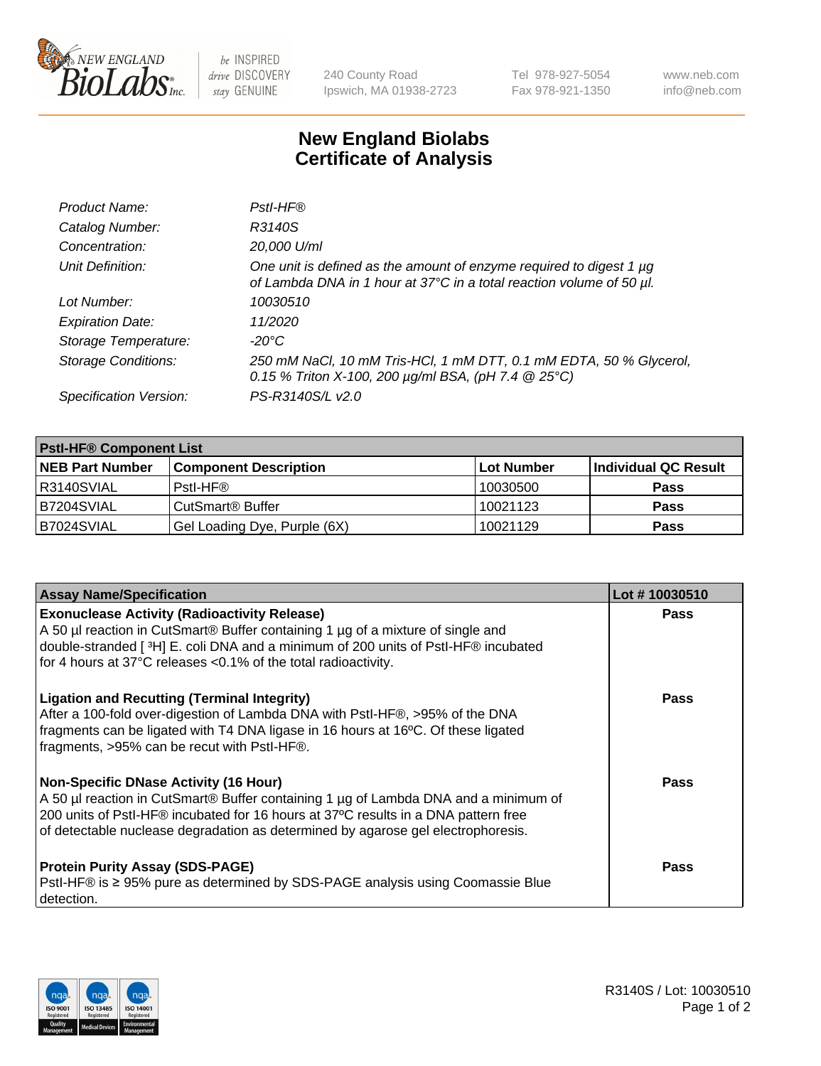# New England Biolabs Certificate of Analysis

| | |
|---|---|
| *Product Name:* | *PstI-HF®* |
| *Catalog Number:* | *R3140S* |
| *Concentration:* | *20,000 U/ml* |
| *Unit Definition:* | *One unit is defined as the amount of enzyme required to digest 1 µg of Lambda DNA in 1 hour at 37°C in a total reaction volume of 50 µl.* |
| *Lot Number:* | *10030510* |
| *Expiration Date:* | *11/2020* |
| *Storage Temperature:* | *-20°C* |
| *Storage Conditions:* | *250 mM NaCl, 10 mM Tris-HCl, 1 mM DTT, 0.1 mM EDTA, 50 % Glycerol, 0.15 % Triton X-100, 200 µg/ml BSA, (pH 7.4 @ 25°C)* |
| *Specification Version:* | *PS-R3140S/L v2.0* |

**PstI-HF® Component List**

| NEB Part Number | Component Description | Lot Number | Individual QC Result |
|---|---|---|---|
| R3140SVIAL | PstI-HF® | 10030500 | **Pass** |
| B7204SVIAL | CutSmart® Buffer | 10021123 | **Pass** |
| B7024SVIAL | Gel Loading Dye, Purple (6X) | 10021129 | **Pass** |

| Assay Name/Specification | Lot # 10030510 |
|---|---|
| **Exonuclease Activity (Radioactivity Release)**<br>A 50 µl reaction in CutSmart® Buffer containing 1 µg of a mixture of single and double-stranded [ $^3$H] E. coli DNA and a minimum of 200 units of PstI-HF® incubated for 4 hours at 37°C releases <0.1% of the total radioactivity. | **Pass** |
| **Ligation and Recutting (Terminal Integrity)**<br>After a 100-fold over-digestion of Lambda DNA with PstI-HF®, >95% of the DNA fragments can be ligated with T4 DNA ligase in 16 hours at 16ºC. Of these ligated fragments, >95% can be recut with PstI-HF®. | **Pass** |
| **Non-Specific DNase Activity (16 Hour)**<br>A 50 µl reaction in CutSmart® Buffer containing 1 µg of Lambda DNA and a minimum of 200 units of PstI-HF® incubated for 16 hours at 37ºC results in a DNA pattern free of detectable nuclease degradation as determined by agarose gel electrophoresis. | **Pass** |
| **Protein Purity Assay (SDS-PAGE)**<br>PstI-HF® is ≥ 95% pure as determined by SDS-PAGE analysis using Coomassie Blue detection. | **Pass** |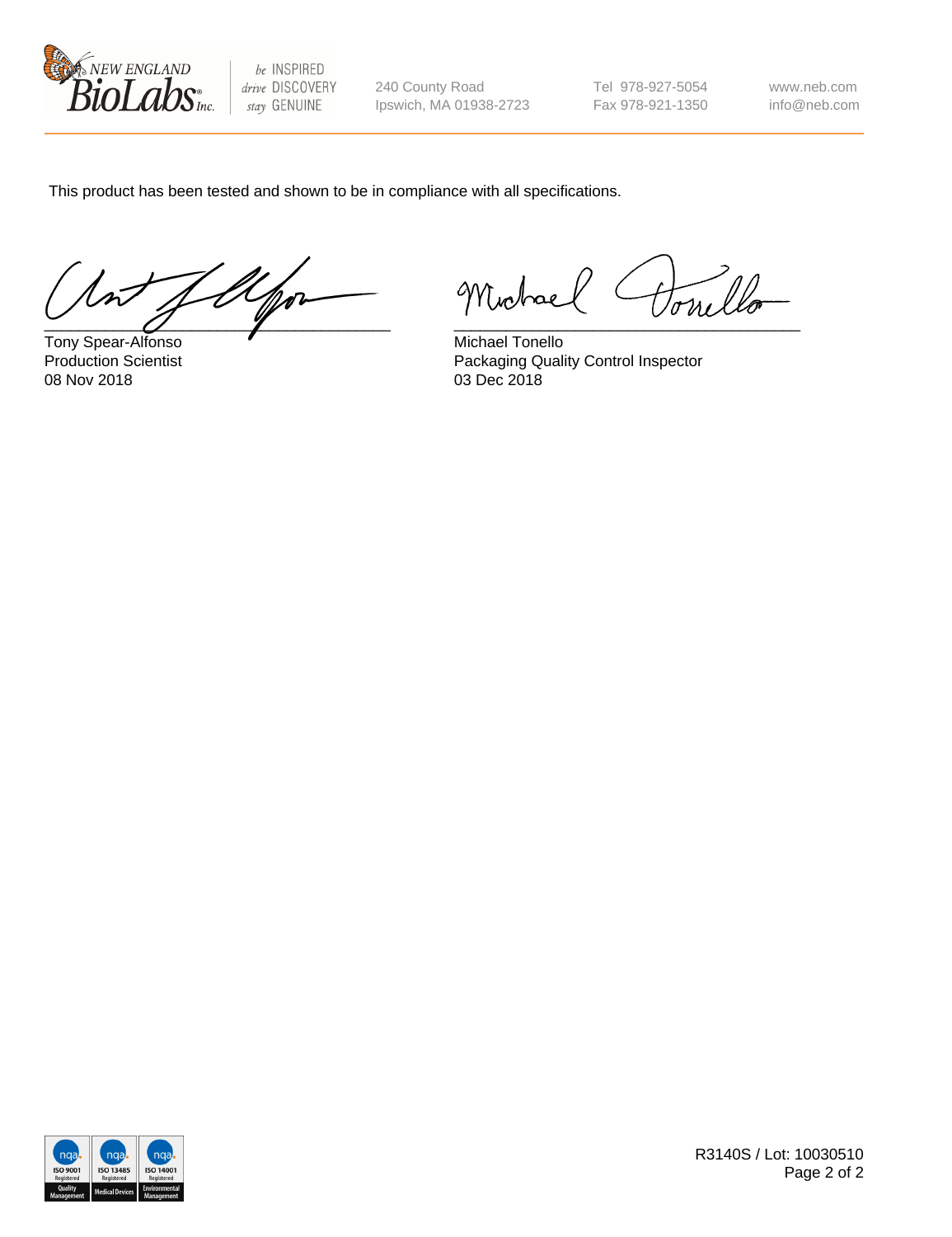This product has been tested and shown to be in compliance with all specifications.

Tony Spear-Alfonso
Production Scientist
08 Nov 2018

Michael Tonello
Packaging Quality Control Inspector
03 Dec 2018

R3140S / Lot: 10030510